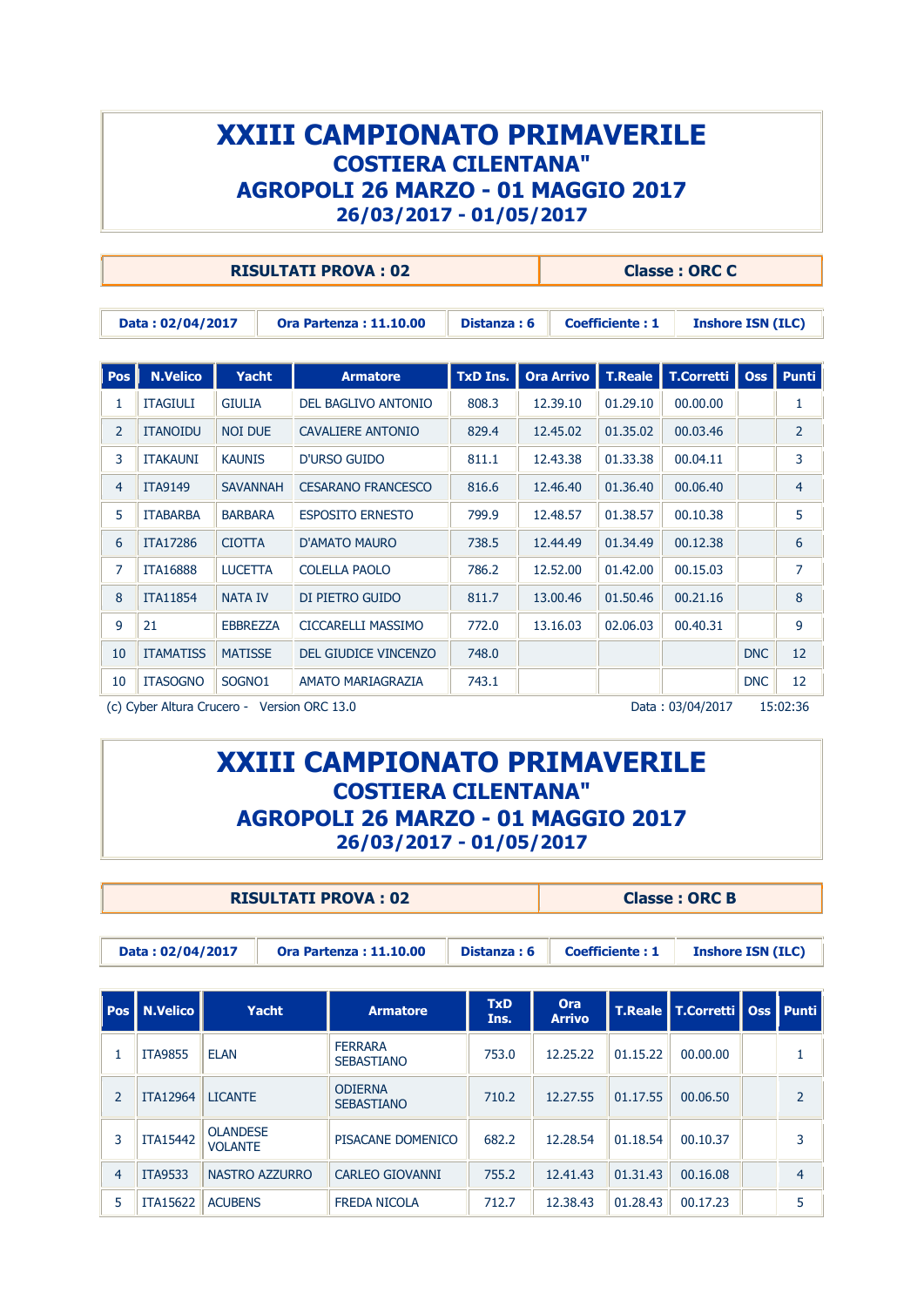# XXIII CAMPIONATO PRIMAVERILE
## COSTIERA CILENTANA"
## AGROPOLI 26 MARZO - 01 MAGGIO 2017
## 26/03/2017 - 01/05/2017

| RISULTATI PROVA : 02 | Classe : ORC C |
|---|---|

| Data : 02/04/2017 | Ora Partenza : 11.10.00 | Distanza : 6 | Coefficiente : 1 | Inshore ISN (ILC) |
|---|---|---|---|---|

| Pos | N.Velico | Yacht | Armatore | TxD Ins. | Ora Arrivo | T.Reale | T.Corretti | Oss | Punti |
|---|---|---|---|---|---|---|---|---|---|
| 1 | ITAGIULI | GIULIA | DEL BAGLIVO ANTONIO | 808.3 | 12.39.10 | 01.29.10 | 00.00.00 | | 1 |
| 2 | ITANOIDU | NOI DUE | CAVALIERE ANTONIO | 829.4 | 12.45.02 | 01.35.02 | 00.03.46 | | 2 |
| 3 | ITAKAUNI | KAUNIS | D'URSO GUIDO | 811.1 | 12.43.38 | 01.33.38 | 00.04.11 | | 3 |
| 4 | ITA9149 | SAVANNAH | CESARANO FRANCESCO | 816.6 | 12.46.40 | 01.36.40 | 00.06.40 | | 4 |
| 5 | ITABARBA | BARBARA | ESPOSITO ERNESTO | 799.9 | 12.48.57 | 01.38.57 | 00.10.38 | | 5 |
| 6 | ITA17286 | CIOTTA | D'AMATO MAURO | 738.5 | 12.44.49 | 01.34.49 | 00.12.38 | | 6 |
| 7 | ITA16888 | LUCETTA | COLELLA PAOLO | 786.2 | 12.52.00 | 01.42.00 | 00.15.03 | | 7 |
| 8 | ITA11854 | NATA IV | DI PIETRO GUIDO | 811.7 | 13.00.46 | 01.50.46 | 00.21.16 | | 8 |
| 9 | 21 | EBBREZZA | CICCARELLI MASSIMO | 772.0 | 13.16.03 | 02.06.03 | 00.40.31 | | 9 |
| 10 | ITAMATISS | MATISSE | DEL GIUDICE VINCENZO | 748.0 | | | | DNC | 12 |
| 10 | ITASOGNO | SOGNO1 | AMATO MARIAGRAZIA | 743.1 | | | | DNC | 12 |

(c) Cyber Altura Crucero - Version ORC 13.0 Data : 03/04/2017 15:02:36

# XXIII CAMPIONATO PRIMAVERILE
## COSTIERA CILENTANA"
## AGROPOLI 26 MARZO - 01 MAGGIO 2017
## 26/03/2017 - 01/05/2017

| RISULTATI PROVA : 02 | Classe : ORC B |
|---|---|

| Data : 02/04/2017 | Ora Partenza : 11.10.00 | Distanza : 6 | Coefficiente : 1 | Inshore ISN (ILC) |
|---|---|---|---|---|

| Pos | N.Velico | Yacht | Armatore | TxD Ins. | Ora Arrivo | T.Reale | T.Corretti | Oss | Punti |
|---|---|---|---|---|---|---|---|---|---|
| 1 | ITA9855 | ELAN | FERRARA SEBASTIANO | 753.0 | 12.25.22 | 01.15.22 | 00.00.00 | | 1 |
| 2 | ITA12964 | LICANTE | ODIERNA SEBASTIANO | 710.2 | 12.27.55 | 01.17.55 | 00.06.50 | | 2 |
| 3 | ITA15442 | OLANDESE VOLANTE | PISACANE DOMENICO | 682.2 | 12.28.54 | 01.18.54 | 00.10.37 | | 3 |
| 4 | ITA9533 | NASTRO AZZURRO | CARLEO GIOVANNI | 755.2 | 12.41.43 | 01.31.43 | 00.16.08 | | 4 |
| 5 | ITA15622 | ACUBENS | FREDA NICOLA | 712.7 | 12.38.43 | 01.28.43 | 00.17.23 | | 5 |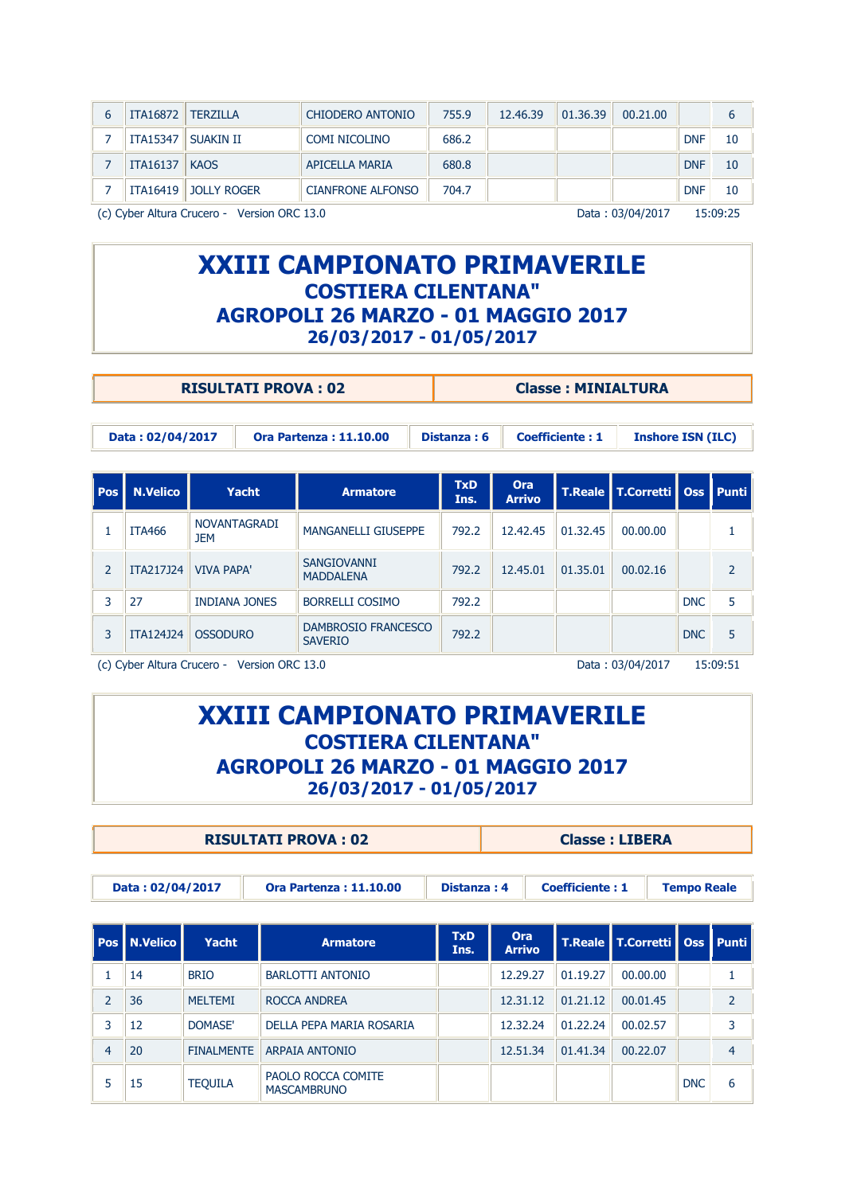| | | | | | | | | | |
|---|---|---|---|---|---|---|---|---|---|
| 6 | ITA16872 | TERZILLA | CHIODERO ANTONIO | 755.9 | 12.46.39 | 01.36.39 | 00.21.00 | | 6 |
| 7 | ITA15347 | SUAKIN II | COMI NICOLINO | 686.2 | | | | DNF | 10 |
| 7 | ITA16137 | KAOS | APICELLA MARIA | 680.8 | | | | DNF | 10 |
| 7 | ITA16419 | JOLLY ROGER | CIANFRONE ALFONSO | 704.7 | | | | DNF | 10 |

(c) Cyber Altura Crucero - Version ORC 13.0 Data : 03/04/2017 15:09:25

# XXIII CAMPIONATO PRIMAVERILE
## COSTIERA CILENTANA"
## AGROPOLI 26 MARZO - 01 MAGGIO 2017
## 26/03/2017 - 01/05/2017

**RISULTATI PROVA : 02** | **Classe : MINIALTURA**

**Data : 02/04/2017** | **Ora Partenza : 11.10.00** | **Distanza : 6** | **Coefficiente : 1** | **Inshore ISN (ILC)**

| Pos | N.Velico | Yacht | Armatore | TxD Ins. | Ora Arrivo | T.Reale | T.Corretti | Oss | Punti |
|---|---|---|---|---|---|---|---|---|---|
| 1 | ITA466 | NOVANTAGRADI JEM | MANGANELLI GIUSEPPE | 792.2 | 12.42.45 | 01.32.45 | 00.00.00 | | 1 |
| 2 | ITA217J24 | VIVA PAPA' | SANGIOVANNI MADDALENA | 792.2 | 12.45.01 | 01.35.01 | 00.02.16 | | 2 |
| 3 | 27 | INDIANA JONES | BORRELLI COSIMO | 792.2 | | | | DNC | 5 |
| 3 | ITA124J24 | OSSODURO | DAMBROSIO FRANCESCO SAVERIO | 792.2 | | | | DNC | 5 |

(c) Cyber Altura Crucero - Version ORC 13.0 Data : 03/04/2017 15:09:51

# XXIII CAMPIONATO PRIMAVERILE
## COSTIERA CILENTANA"
## AGROPOLI 26 MARZO - 01 MAGGIO 2017
## 26/03/2017 - 01/05/2017

**RISULTATI PROVA : 02** | **Classe : LIBERA**

**Data : 02/04/2017** | **Ora Partenza : 11.10.00** | **Distanza : 4** | **Coefficiente : 1** | **Tempo Reale**

| Pos | N.Velico | Yacht | Armatore | TxD Ins. | Ora Arrivo | T.Reale | T.Corretti | Oss | Punti |
|---|---|---|---|---|---|---|---|---|---|
| 1 | 14 | BRIO | BARLOTTI ANTONIO | | 12.29.27 | 01.19.27 | 00.00.00 | | 1 |
| 2 | 36 | MELTEMI | ROCCA ANDREA | | 12.31.12 | 01.21.12 | 00.01.45 | | 2 |
| 3 | 12 | DOMASE' | DELLA PEPA MARIA ROSARIA | | 12.32.24 | 01.22.24 | 00.02.57 | | 3 |
| 4 | 20 | FINALMENTE | ARPAIA ANTONIO | | 12.51.34 | 01.41.34 | 00.22.07 | | 4 |
| 5 | 15 | TEQUILA | PAOLO ROCCA COMITE MASCAMBRUNO | | | | | DNC | 6 |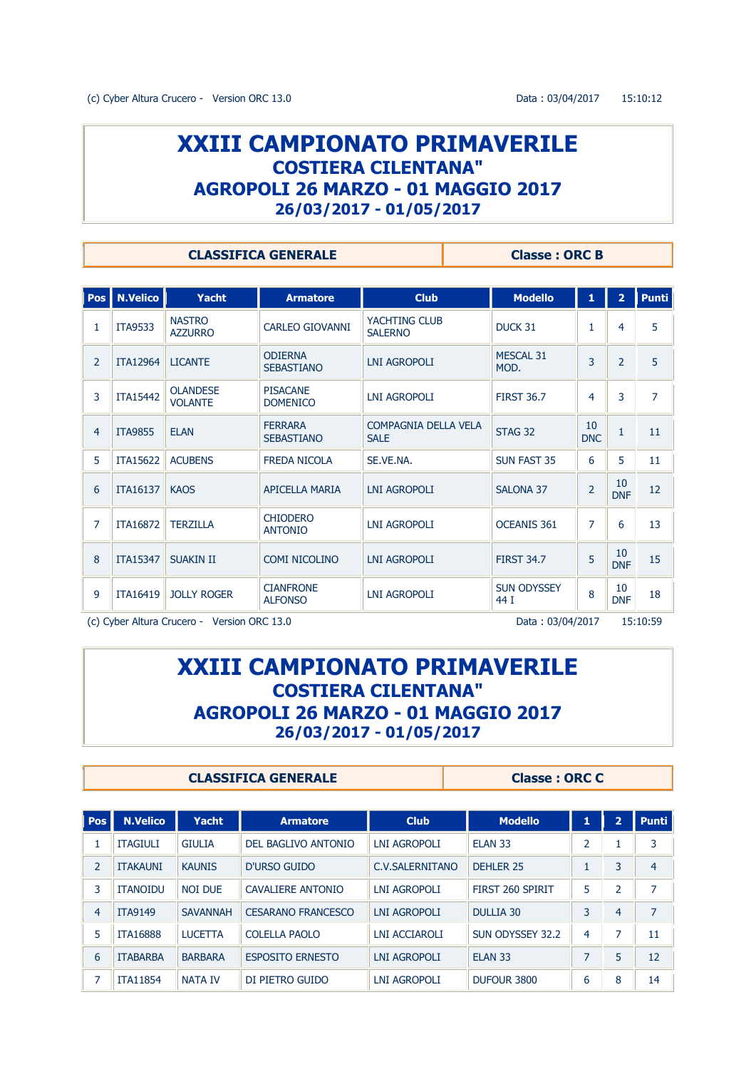# XXIII CAMPIONATO PRIMAVERILE

## COSTIERA CILENTANA"

## AGROPOLI 26 MARZO - 01 MAGGIO 2017

## 26/03/2017 - 01/05/2017

**CLASSIFICA GENERALE** | **Classe : ORC B**

| Pos | N.Velico | Yacht | Armatore | Club | Modello | 1 | 2 | Punti |
|---|---|---|---|---|---|---|---|---|
| 1 | ITA9533 | NASTRO AZZURRO | CARLEO GIOVANNI | YACHTING CLUB SALERNO | DUCK 31 | 1 | 4 | 5 |
| 2 | ITA12964 | LICANTE | ODIERNA SEBASTIANO | LNI AGROPOLI | MESCAL 31 MOD. | 3 | 2 | 5 |
| 3 | ITA15442 | OLANDESE VOLANTE | PISACANE DOMENICO | LNI AGROPOLI | FIRST 36.7 | 4 | 3 | 7 |
| 4 | ITA9855 | ELAN | FERRARA SEBASTIANO | COMPAGNIA DELLA VELA SALE | STAG 32 | 10 DNC | 1 | 11 |
| 5 | ITA15622 | ACUBENS | FREDA NICOLA | SE.VE.NA. | SUN FAST 35 | 6 | 5 | 11 |
| 6 | ITA16137 | KAOS | APICELLA MARIA | LNI AGROPOLI | SALONA 37 | 2 | 10 DNF | 12 |
| 7 | ITA16872 | TERZILLA | CHIODERO ANTONIO | LNI AGROPOLI | OCEANIS 361 | 7 | 6 | 13 |
| 8 | ITA15347 | SUAKIN II | COMI NICOLINO | LNI AGROPOLI | FIRST 34.7 | 5 | 10 DNF | 15 |
| 9 | ITA16419 | JOLLY ROGER | CIANFRONE ALFONSO | LNI AGROPOLI | SUN ODYSSEY 44 I | 8 | 10 DNF | 18 |

(c) Cyber Altura Crucero - Version ORC 13.0 Data : 03/04/2017 15:10:59

# XXIII CAMPIONATO PRIMAVERILE

## COSTIERA CILENTANA"

## AGROPOLI 26 MARZO - 01 MAGGIO 2017

## 26/03/2017 - 01/05/2017

**CLASSIFICA GENERALE** | **Classe : ORC C**

| Pos | N.Velico | Yacht | Armatore | Club | Modello | 1 | 2 | Punti |
|---|---|---|---|---|---|---|---|---|
| 1 | ITAGIULI | GIULIA | DEL BAGLIVO ANTONIO | LNI AGROPOLI | ELAN 33 | 2 | 1 | 3 |
| 2 | ITAKAUNI | KAUNIS | D'URSO GUIDO | C.V.SALERNITANO | DEHLER 25 | 1 | 3 | 4 |
| 3 | ITANOIDU | NOI DUE | CAVALIERE ANTONIO | LNI AGROPOLI | FIRST 260 SPIRIT | 5 | 2 | 7 |
| 4 | ITA9149 | SAVANNAH | CESARANO FRANCESCO | LNI AGROPOLI | DULLIA 30 | 3 | 4 | 7 |
| 5 | ITA16888 | LUCETTA | COLELLA PAOLO | LNI ACCIAROLI | SUN ODYSSEY 32.2 | 4 | 7 | 11 |
| 6 | ITABARBA | BARBARA | ESPOSITO ERNESTO | LNI AGROPOLI | ELAN 33 | 7 | 5 | 12 |
| 7 | ITA11854 | NATA IV | DI PIETRO GUIDO | LNI AGROPOLI | DUFOUR 3800 | 6 | 8 | 14 |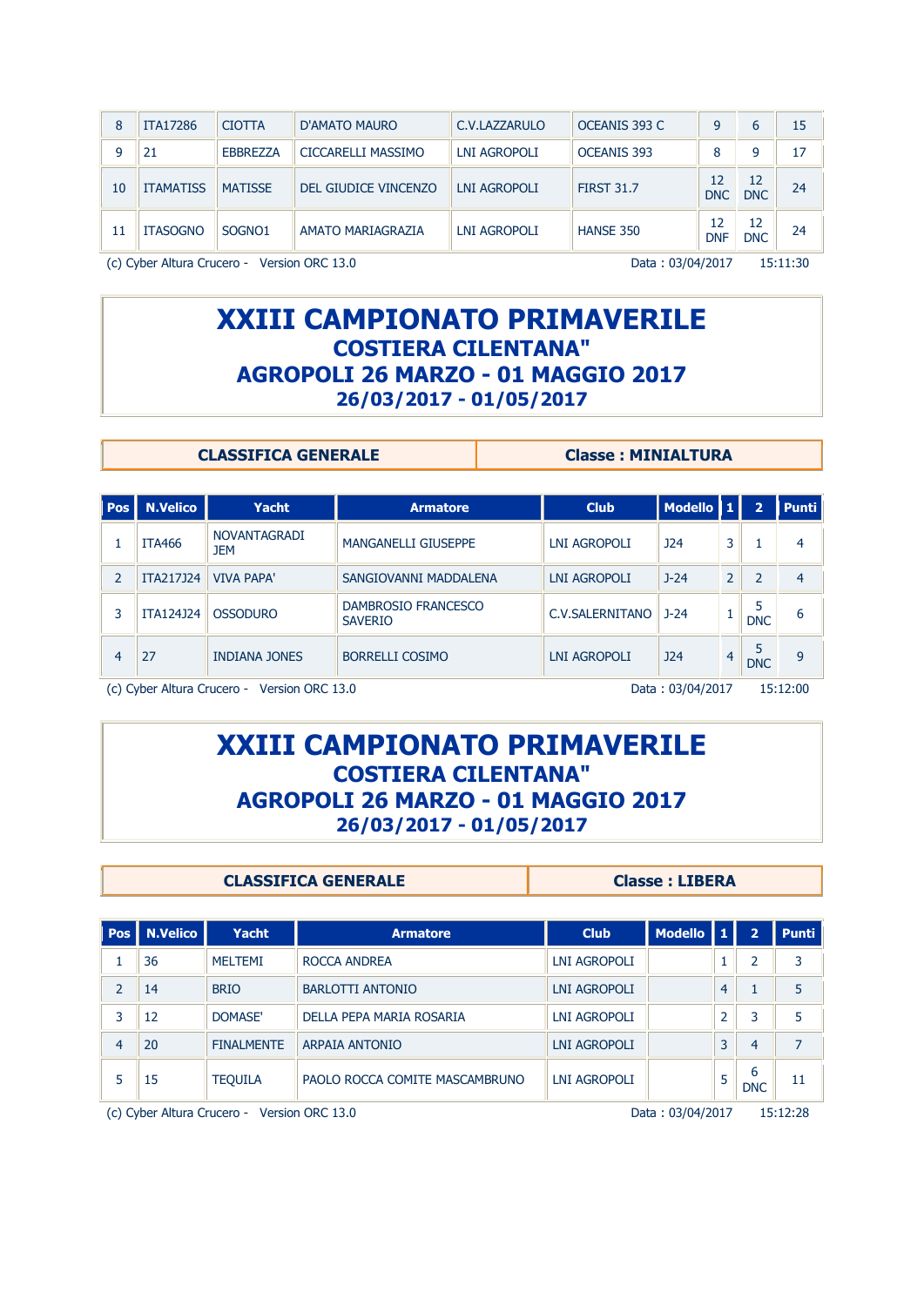| | | | | | | | | |
|---|---|---|---|---|---|---|---|---|
| 8 | ITA17286 | CIOTTA | D'AMATO MAURO | C.V.LAZZARULO | OCEANIS 393 C | 9 | 6 | 15 |
| 9 | 21 | EBBREZZA | CICCARELLI MASSIMO | LNI AGROPOLI | OCEANIS 393 | 8 | 9 | 17 |
| 10 | ITAMATISS | MATISSE | DEL GIUDICE VINCENZO | LNI AGROPOLI | FIRST 31.7 | 12 DNC | 12 DNC | 24 |
| 11 | ITASOGNO | SOGNO1 | AMATO MARIAGRAZIA | LNI AGROPOLI | HANSE 350 | 12 DNF | 12 DNC | 24 |

(c) Cyber Altura Crucero - Version ORC 13.0 Data : 03/04/2017 15:11:30

# XXIII CAMPIONATO PRIMAVERILE
## COSTIERA CILENTANA"
## AGROPOLI 26 MARZO - 01 MAGGIO 2017
## 26/03/2017 - 01/05/2017

**CLASSIFICA GENERALE** | **Classe : MINIALTURA**

| Pos | N.Velico | Yacht | Armatore | Club | Modello | 1 | 2 | Punti |
|---|---|---|---|---|---|---|---|---|
| 1 | ITA466 | NOVANTAGRADI JEM | MANGANELLI GIUSEPPE | LNI AGROPOLI | J24 | 3 | 1 | 4 |
| 2 | ITA217J24 | VIVA PAPA' | SANGIOVANNI MADDALENA | LNI AGROPOLI | J-24 | 2 | 2 | 4 |
| 3 | ITA124J24 | OSSODURO | DAMBROSIO FRANCESCO SAVERIO | C.V.SALERNITANO | J-24 | 1 | 5 DNC | 6 |
| 4 | 27 | INDIANA JONES | BORRELLI COSIMO | LNI AGROPOLI | J24 | 4 | 5 DNC | 9 |

(c) Cyber Altura Crucero - Version ORC 13.0 Data : 03/04/2017 15:12:00

# XXIII CAMPIONATO PRIMAVERILE
## COSTIERA CILENTANA"
## AGROPOLI 26 MARZO - 01 MAGGIO 2017
## 26/03/2017 - 01/05/2017

**CLASSIFICA GENERALE** | **Classe : LIBERA**

| Pos | N.Velico | Yacht | Armatore | Club | Modello | 1 | 2 | Punti |
|---|---|---|---|---|---|---|---|---|
| 1 | 36 | MELTEMI | ROCCA ANDREA | LNI AGROPOLI | | 1 | 2 | 3 |
| 2 | 14 | BRIO | BARLOTTI ANTONIO | LNI AGROPOLI | | 4 | 1 | 5 |
| 3 | 12 | DOMASE' | DELLA PEPA MARIA ROSARIA | LNI AGROPOLI | | 2 | 3 | 5 |
| 4 | 20 | FINALMENTE | ARPAIA ANTONIO | LNI AGROPOLI | | 3 | 4 | 7 |
| 5 | 15 | TEQUILA | PAOLO ROCCA COMITE MASCAMBRUNO | LNI AGROPOLI | | 5 | 6 DNC | 11 |

(c) Cyber Altura Crucero - Version ORC 13.0 Data : 03/04/2017 15:12:28